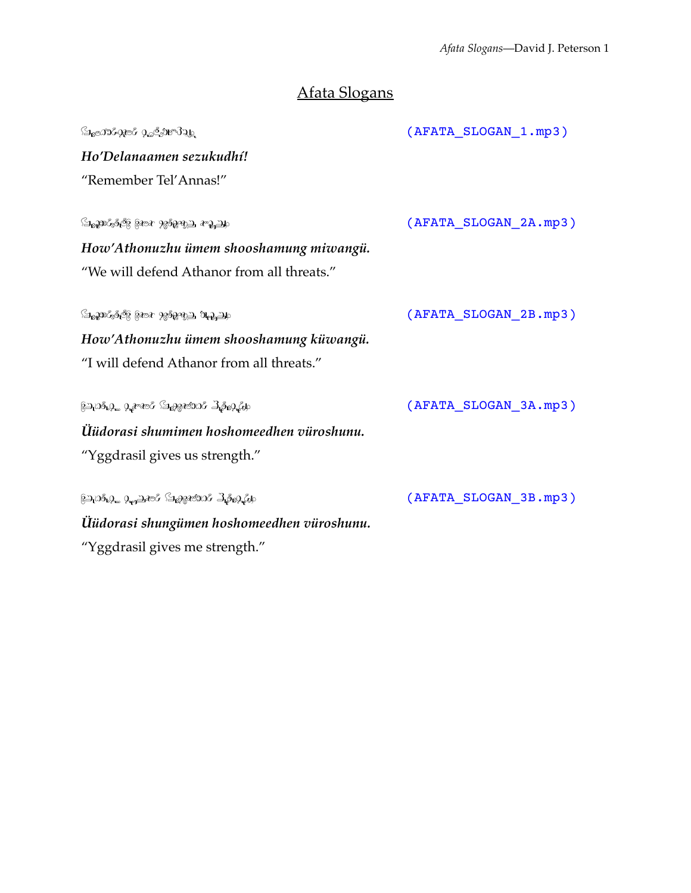# Afata Slogans

(AFATA_SLOGAN_1.mp3)

***Ho'Delanaamen sezukudhí!***

"Remember Tel'Annas!"

(AFATA_SLOGAN_2A.mp3)

***How'Athonuzhu ümem shooshamung miwangü.***

"We will defend Athanor from all threats."

(AFATA_SLOGAN_2B.mp3)

***How'Athonuzhu ümem shooshamung küwangü.***

"I will defend Athanor from all threats."

(AFATA_SLOGAN_3A.mp3)

***Üüdorasi shumimen hoshomeedhen vüroshunu.***

"Yggdrasil gives us strength."

(AFATA_SLOGAN_3B.mp3)

***Üüdorasi shungümen hoshomeedhen vüroshunu.***

"Yggdrasil gives me strength."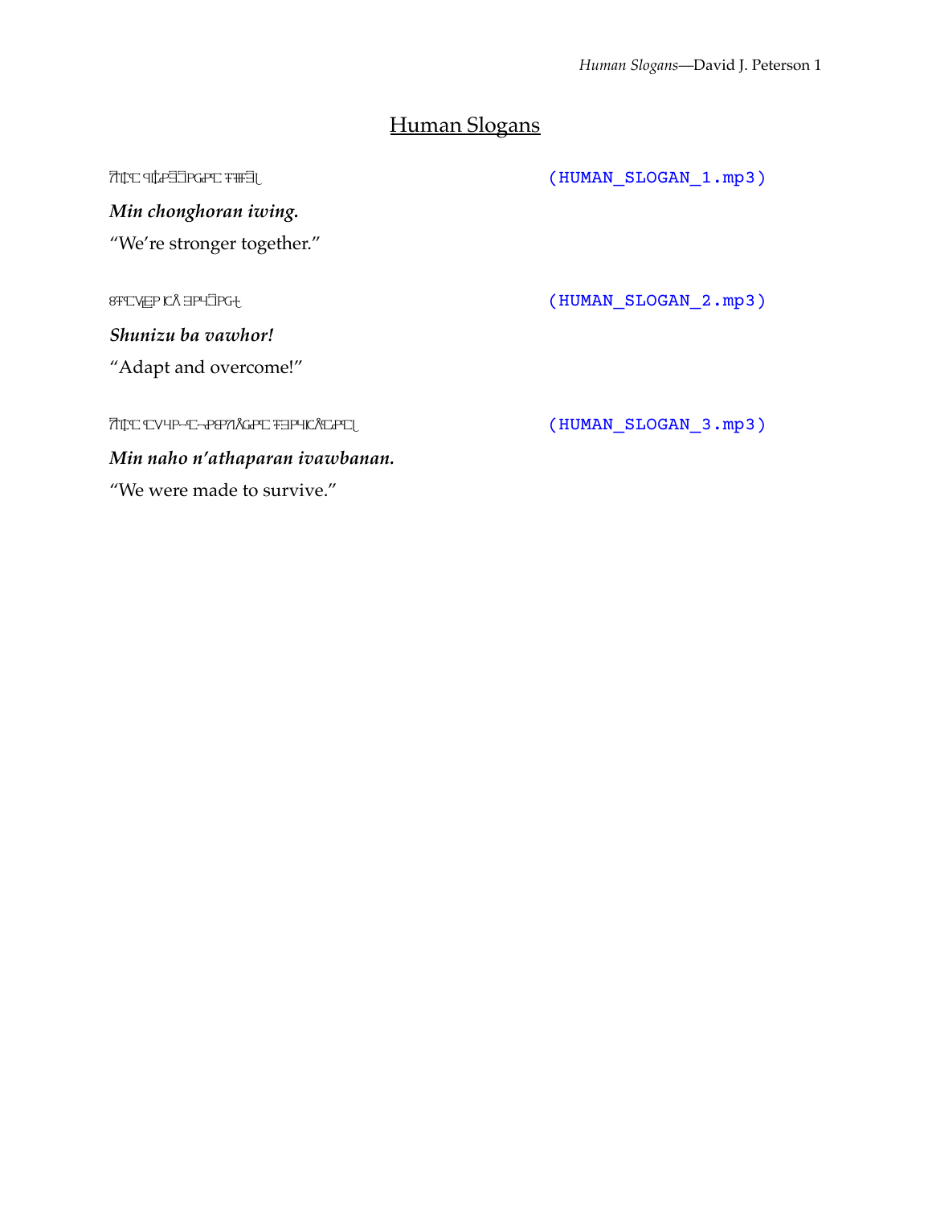# Human Slogans

(HUMAN_SLOGAN_1.mp3)

***Min chonghoran iwing.***

"We're stronger together."

(HUMAN_SLOGAN_2.mp3)

***Shunizu ba vawhor!***

"Adapt and overcome!"

(HUMAN_SLOGAN_3.mp3)

***Min naho n'athaparan ivawbanan.***

"We were made to survive."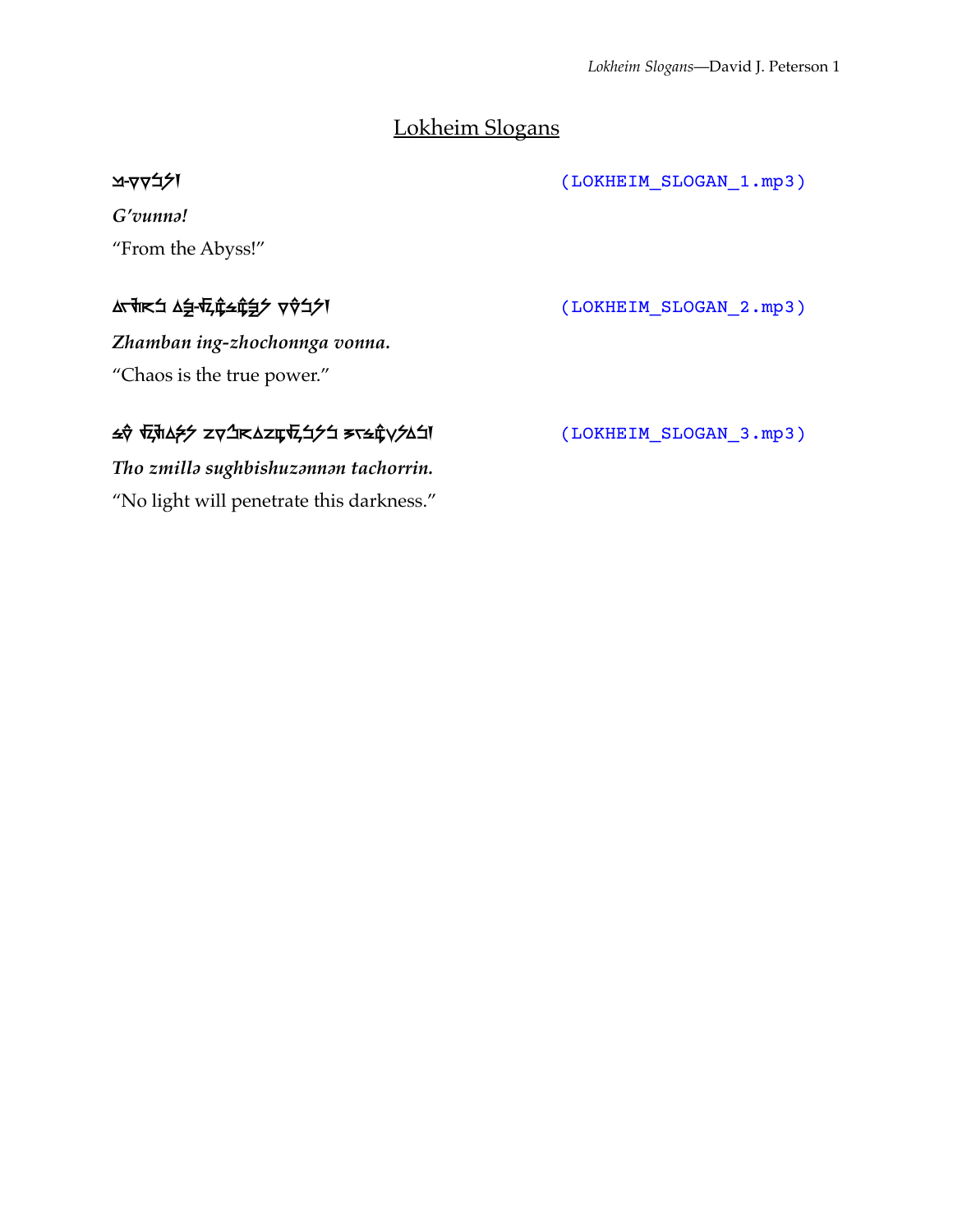# Lokheim Slogans

(LOKHEIM_SLOGAN_1.mp3)

***G'vunnə!***

"From the Abyss!"

(LOKHEIM_SLOGAN_2.mp3)

***Zhamban ing-zhochonnga vonna.***

"Chaos is the true power."

(LOKHEIM_SLOGAN_3.mp3)

***Tho zmillə sughbishuzənnən tachorrin.***

"No light will penetrate this darkness."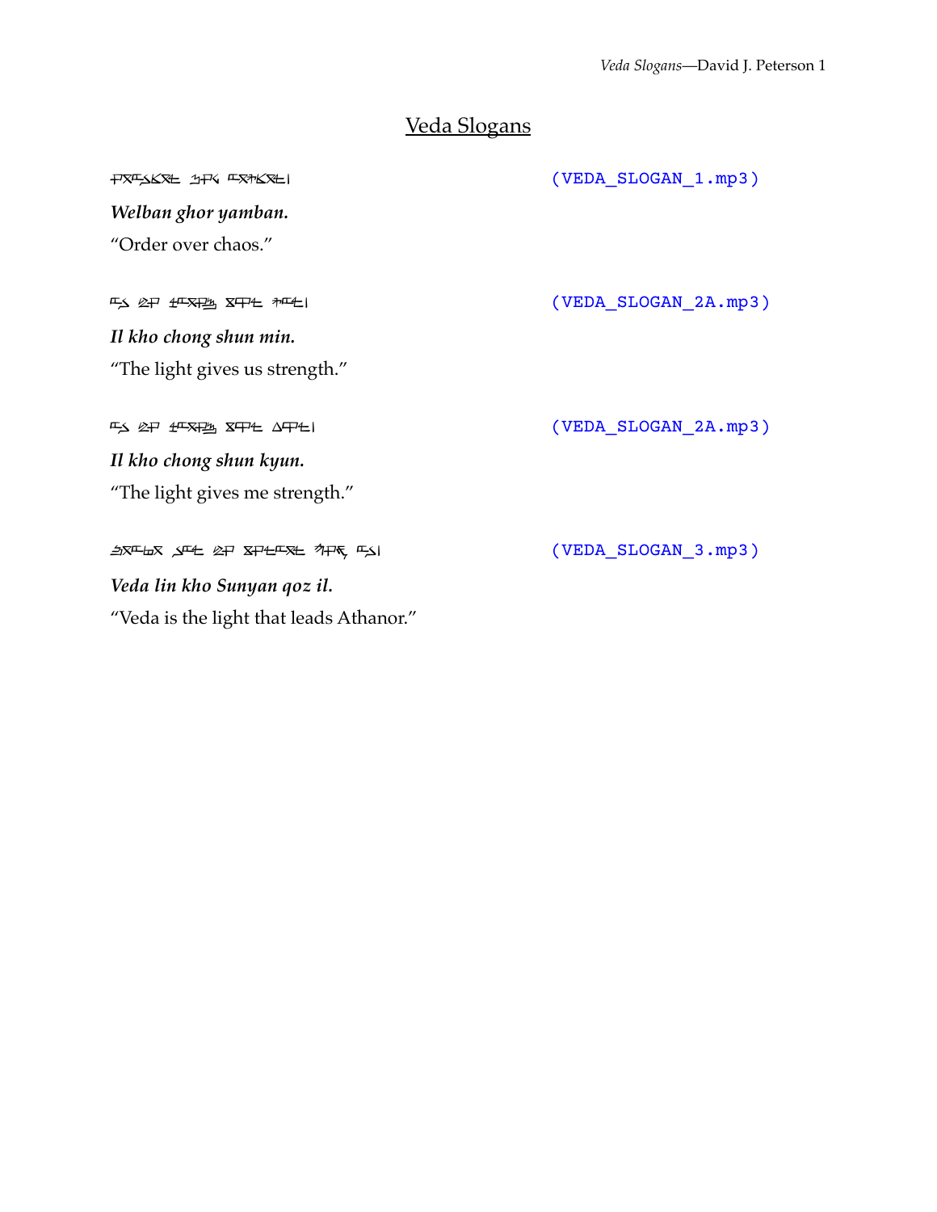# Veda Slogans

ꟷ [constructed script text]

(VEDA_SLOGAN_1.mp3)

***Welban ghor yamban.***

"Order over chaos."

(VEDA_SLOGAN_2A.mp3)

***Il kho chong shun min.***

"The light gives us strength."

(VEDA_SLOGAN_2A.mp3)

***Il kho chong shun kyun.***

"The light gives me strength."

(VEDA_SLOGAN_3.mp3)

***Veda lin kho Sunyan qoz il.***

"Veda is the light that leads Athanor."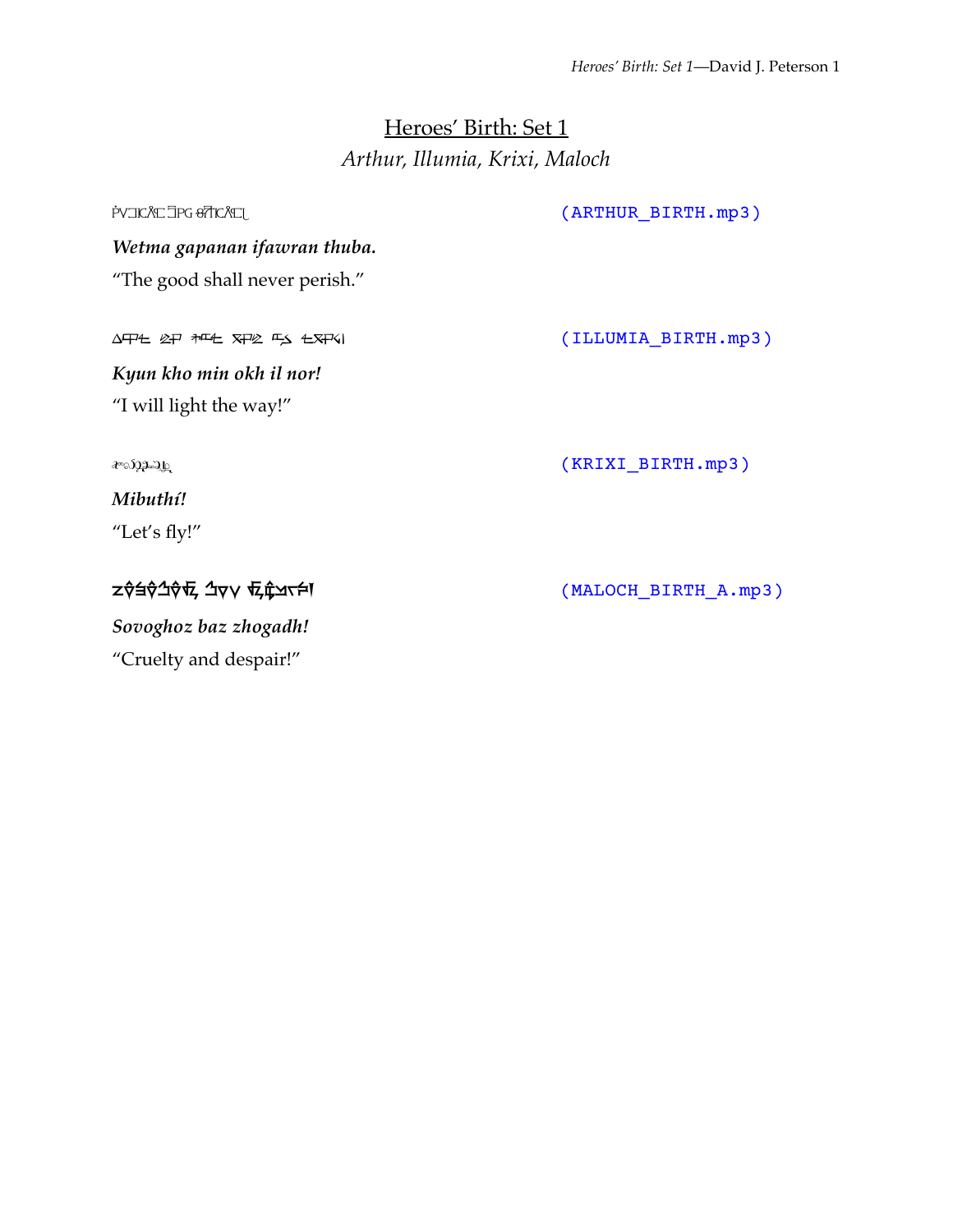# Heroes' Birth: Set 1

*Arthur, Illumia, Krixi, Maloch*

(ARTHUR_BIRTH.mp3)

***Wetma gapanan ifawran thuba.***

"The good shall never perish."

(ILLUMIA_BIRTH.mp3)

***Kyun kho min okh il nor!***

"I will light the way!"

(KRIXI_BIRTH.mp3)

***Mibuthí!***

"Let's fly!"

(MALOCH_BIRTH_A.mp3)

***Sovoghoz baz zhogadh!***

"Cruelty and despair!"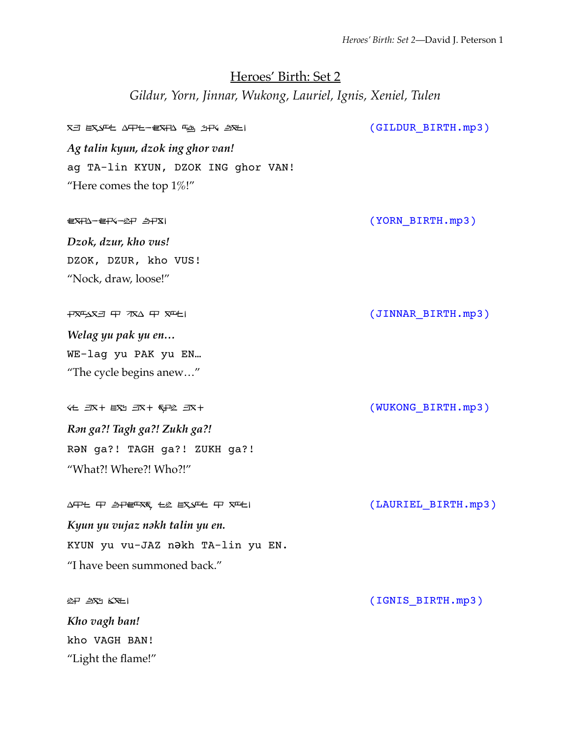# Heroes' Birth: Set 2

*Gildur, Yorn, Jinnar, Wukong, Lauriel, Ignis, Xeniel, Tulen*

(GILDUR_BIRTH.mp3)

***Ag talin kyun, dzok ing ghor van!***

`ag TA-lin KYUN, DZOK ING ghor VAN!`

"Here comes the top 1%!"

(YORN_BIRTH.mp3)

***Dzok, dzur, kho vus!***

`DZOK, DZUR, kho VUS!`

"Nock, draw, loose!"

(JINNAR_BIRTH.mp3)

***Welag yu pak yu en…***

`WE-lag yu PAK yu EN…`

"The cycle begins anew…"

(WUKONG_BIRTH.mp3)

***Rən ga?! Tagh ga?! Zukh ga?!***

`RəN ga?! TAGH ga?! ZUKH ga?!`

"What?! Where?! Who?!"

(LAURIEL_BIRTH.mp3)

***Kyun yu vujaz nəkh talin yu en.***

`KYUN yu vu-JAZ nəkh TA-lin yu EN.`

"I have been summoned back."

(IGNIS_BIRTH.mp3)

***Kho vagh ban!***

`kho VAGH BAN!`

"Light the flame!"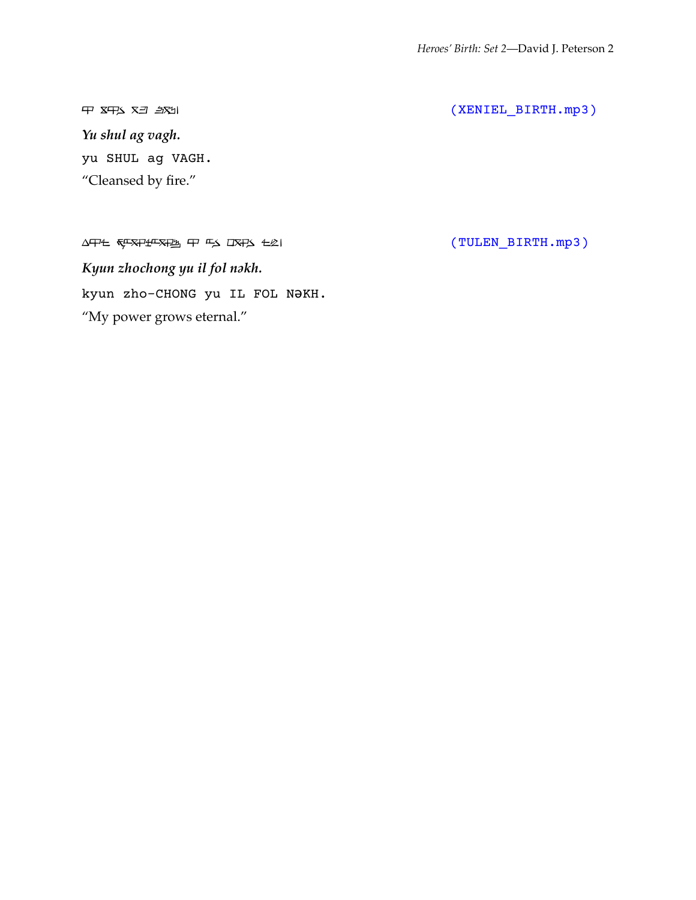(XENIEL_BIRTH.mp3)

***Yu shul ag vagh.***

`yu SHUL ag VAGH.`

“Cleansed by fire.”

(TULEN_BIRTH.mp3)

***Kyun zhochong yu il fol nəkh.***

`kyun zho-CHONG yu IL FOL NəKH.`

“My power grows eternal.”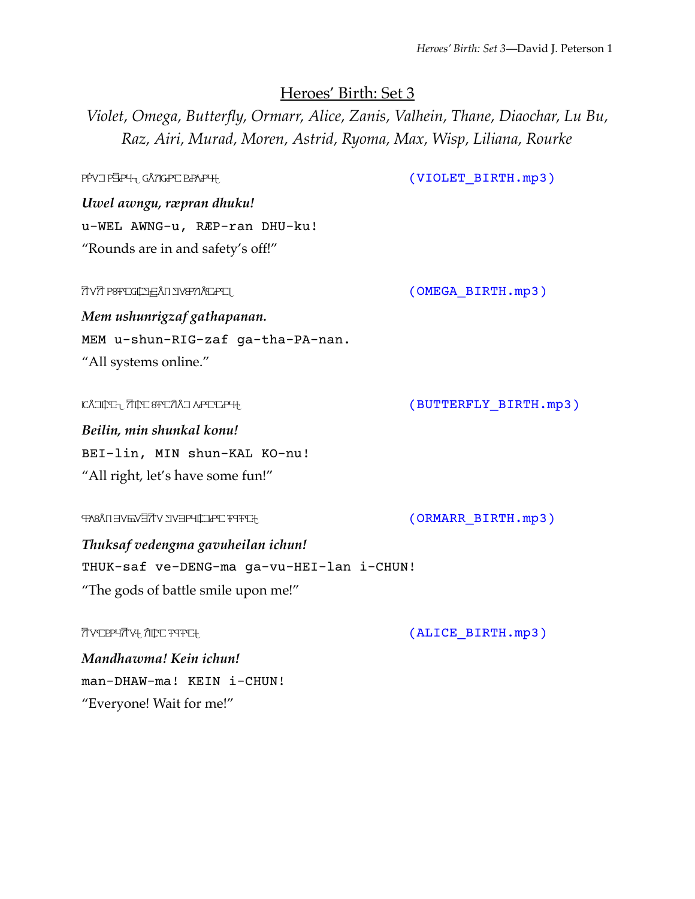## Heroes' Birth: Set 3

*Violet, Omega, Butterfly, Ormarr, Alice, Zanis, Valhein, Thane, Diaochar, Lu Bu, Raz, Airi, Murad, Moren, Astrid, Ryoma, Max, Wisp, Liliana, Rourke*

(VIOLET_BIRTH.mp3)

***Uwel awngu, ræpran dhuku!***

`u-WEL AWNG-u, RÆP-ran DHU-ku!`

"Rounds are in and safety's off!"

(OMEGA_BIRTH.mp3)

***Mem ushunrigzaf gathapanan.***

`MEM u-shun-RIG-zaf ga-tha-PA-nan.`

"All systems online."

(BUTTERFLY_BIRTH.mp3)

***Beilin, min shunkal konu!***

`BEI-lin, MIN shun-KAL KO-nu!`

"All right, let's have some fun!"

(ORMARR_BIRTH.mp3)

***Thuksaf vedengma gavuheilan ichun!***

`THUK-saf ve-DENG-ma ga-vu-HEI-lan i-CHUN!`

"The gods of battle smile upon me!"

(ALICE_BIRTH.mp3)

***Mandhawma! Kein ichun!***

`man-DHAW-ma! KEIN i-CHUN!`

"Everyone! Wait for me!"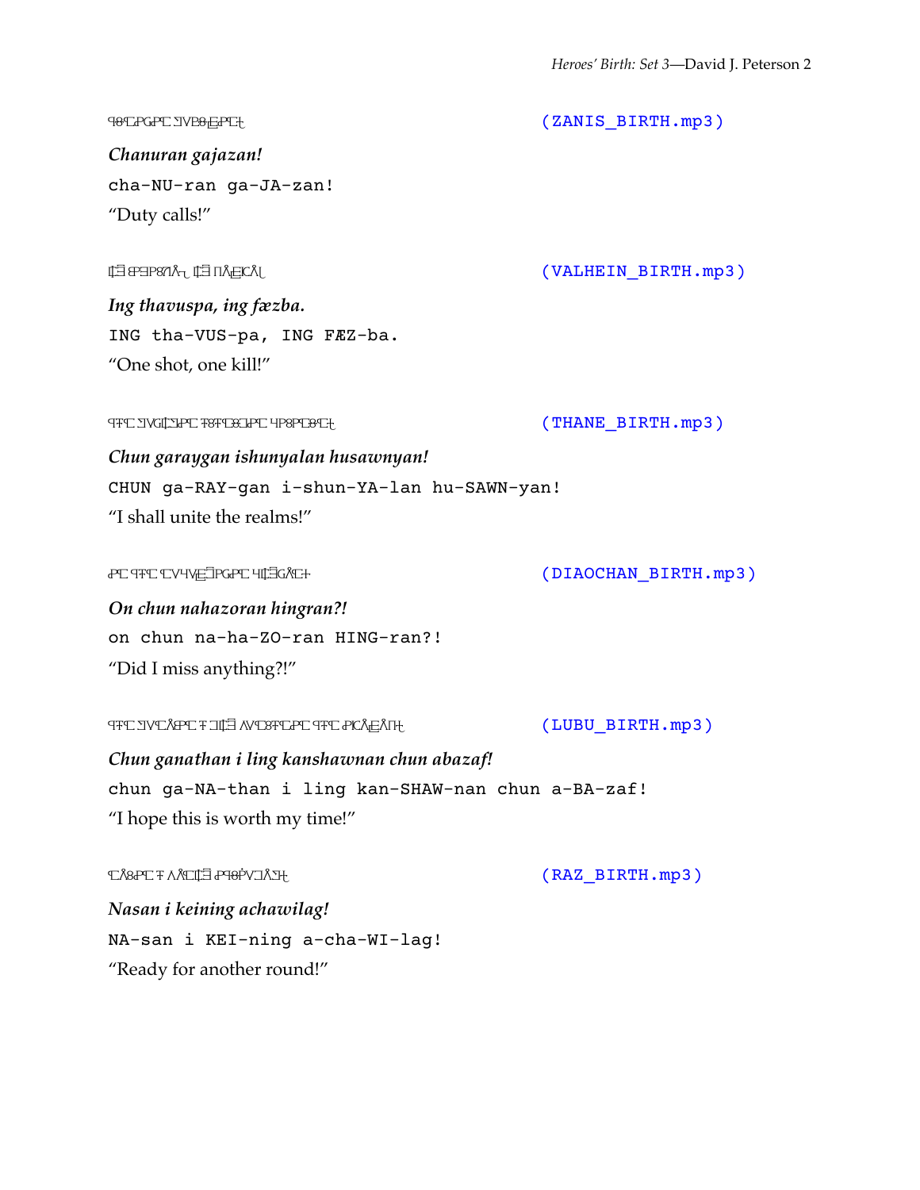(ZANIS_BIRTH.mp3)

*Chanuran gajazan!*

```
cha-NU-ran ga-JA-zan!
```

"Duty calls!"

(VALHEIN_BIRTH.mp3)

*Ing thavuspa, ing fæzba.*

```
ING tha-VUS-pa, ING FÆZ-ba.
```

"One shot, one kill!"

(THANE_BIRTH.mp3)

*Chun garaygan ishunyalan husawnyan!*

```
CHUN ga-RAY-gan i-shun-YA-lan hu-SAWN-yan!
```

"I shall unite the realms!"

(DIAOCHAN_BIRTH.mp3)

*On chun nahazoran hingran?!*

```
on chun na-ha-ZO-ran HING-ran?!
```

"Did I miss anything?!"

(LUBU_BIRTH.mp3)

*Chun ganathan i ling kanshawnan chun abazaf!*

```
chun ga-NA-than i ling kan-SHAW-nan chun a-BA-zaf!
```

"I hope this is worth my time!"

(RAZ_BIRTH.mp3)

*Nasan i keining achawilag!*

```
NA-san i KEI-ning a-cha-WI-lag!
```

"Ready for another round!"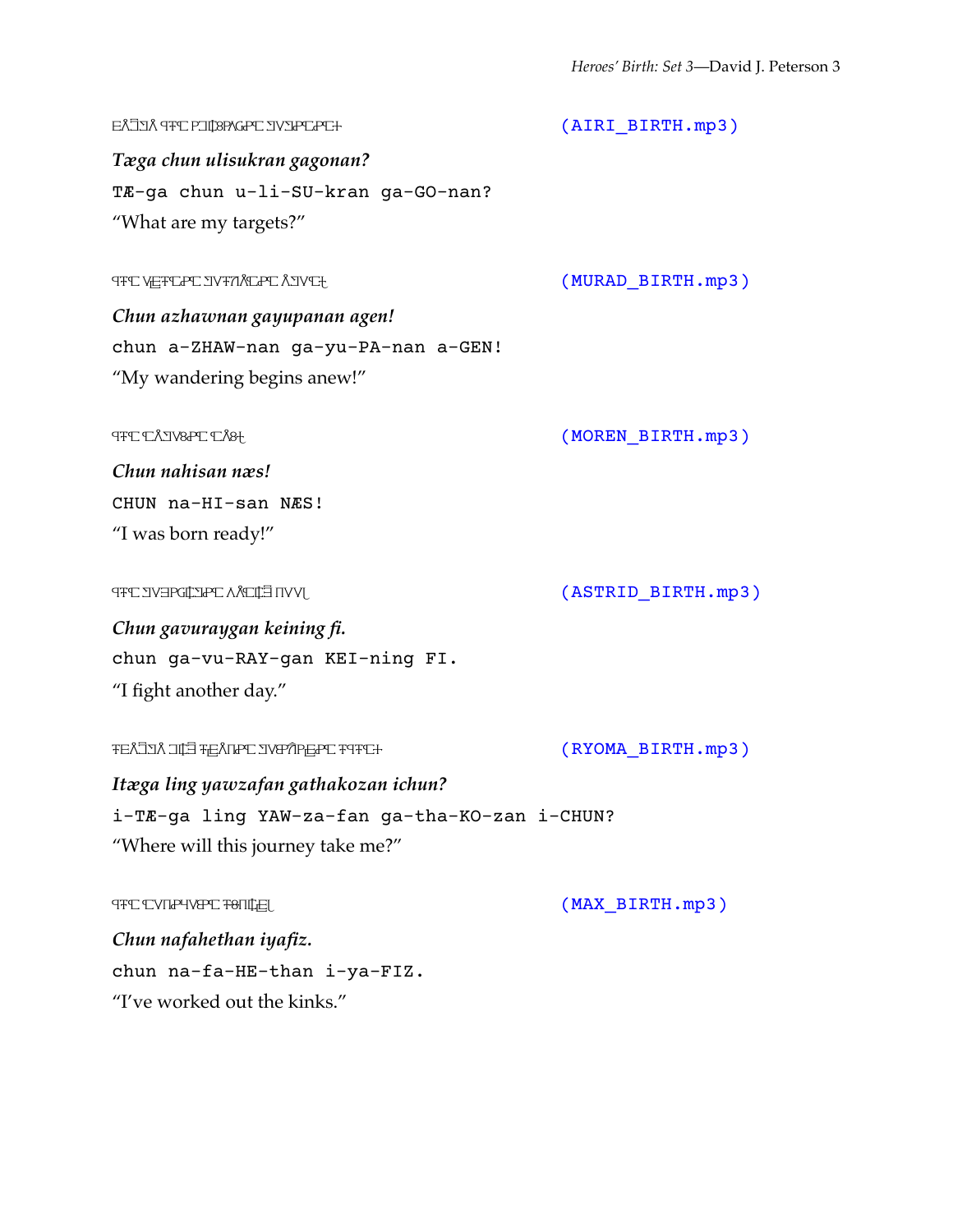(AIRI_BIRTH.mp3)

***Tæga chun ulisukran gagonan?***

```
TÆ-ga chun u-li-SU-kran ga-GO-nan?
```

"What are my targets?"

(MURAD_BIRTH.mp3)

***Chun azhawnan gayupanan agen!***

```
chun a-ZHAW-nan ga-yu-PA-nan a-GEN!
```

"My wandering begins anew!"

(MOREN_BIRTH.mp3)

***Chun nahisan næs!***

```
CHUN na-HI-san NÆS!
```

"I was born ready!"

(ASTRID_BIRTH.mp3)

***Chun gavuraygan keining fi.***

```
chun ga-vu-RAY-gan KEI-ning FI.
```

"I fight another day."

(RYOMA_BIRTH.mp3)

***Itæga ling yawzafan gathakozan ichun?***

```
i-TÆ-ga ling YAW-za-fan ga-tha-KO-zan i-CHUN?
```

"Where will this journey take me?"

(MAX_BIRTH.mp3)

***Chun nafahethan iyafiz.***

```
chun na-fa-HE-than i-ya-FIZ.
```

"I've worked out the kinks."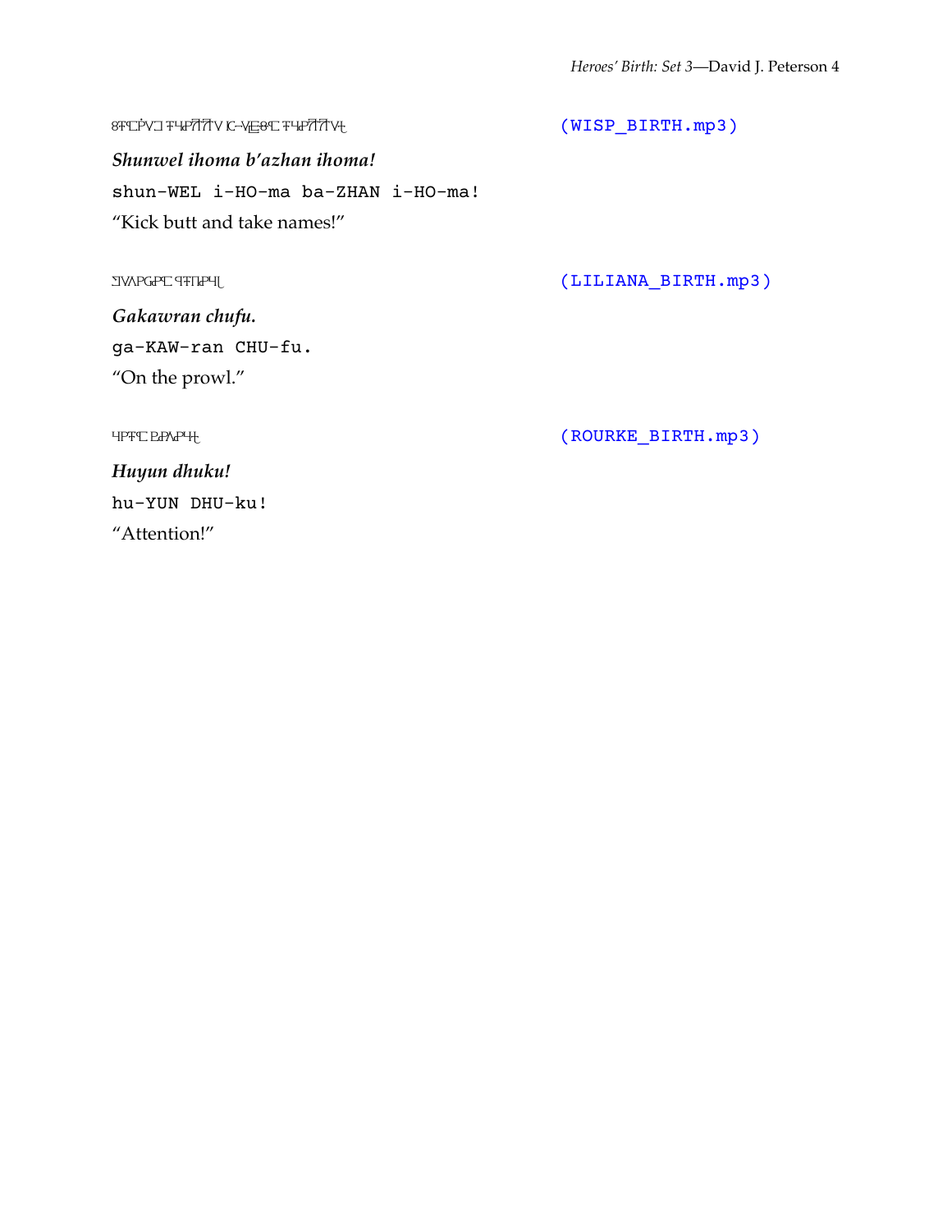ꞴꟻꞮꝐꝞꞮ ꟻꞮꞮꞮꞮꞮ ꞮꞮꞮꞮꞮ ꟻꞮꞮꞮꞮꞮ (WISP_BIRTH.mp3)

***Shunwel ihoma b'azhan ihoma!***

```
shun-WEL i-HO-ma ba-ZHAN i-HO-ma!
```

"Kick butt and take names!"

ꞮꞮꞮꞮꞮꞮ ꞮꞮꞮꞮꞮ (LILIANA_BIRTH.mp3)

***Gakawran chufu.***

```
ga-KAW-ran CHU-fu.
```

"On the prowl."

ꞮꞮꞮꞮ ꞮꞮꞮꞮꞮ (ROURKE_BIRTH.mp3)

***Huyun dhuku!***

```
hu-YUN DHU-ku!
```

"Attention!"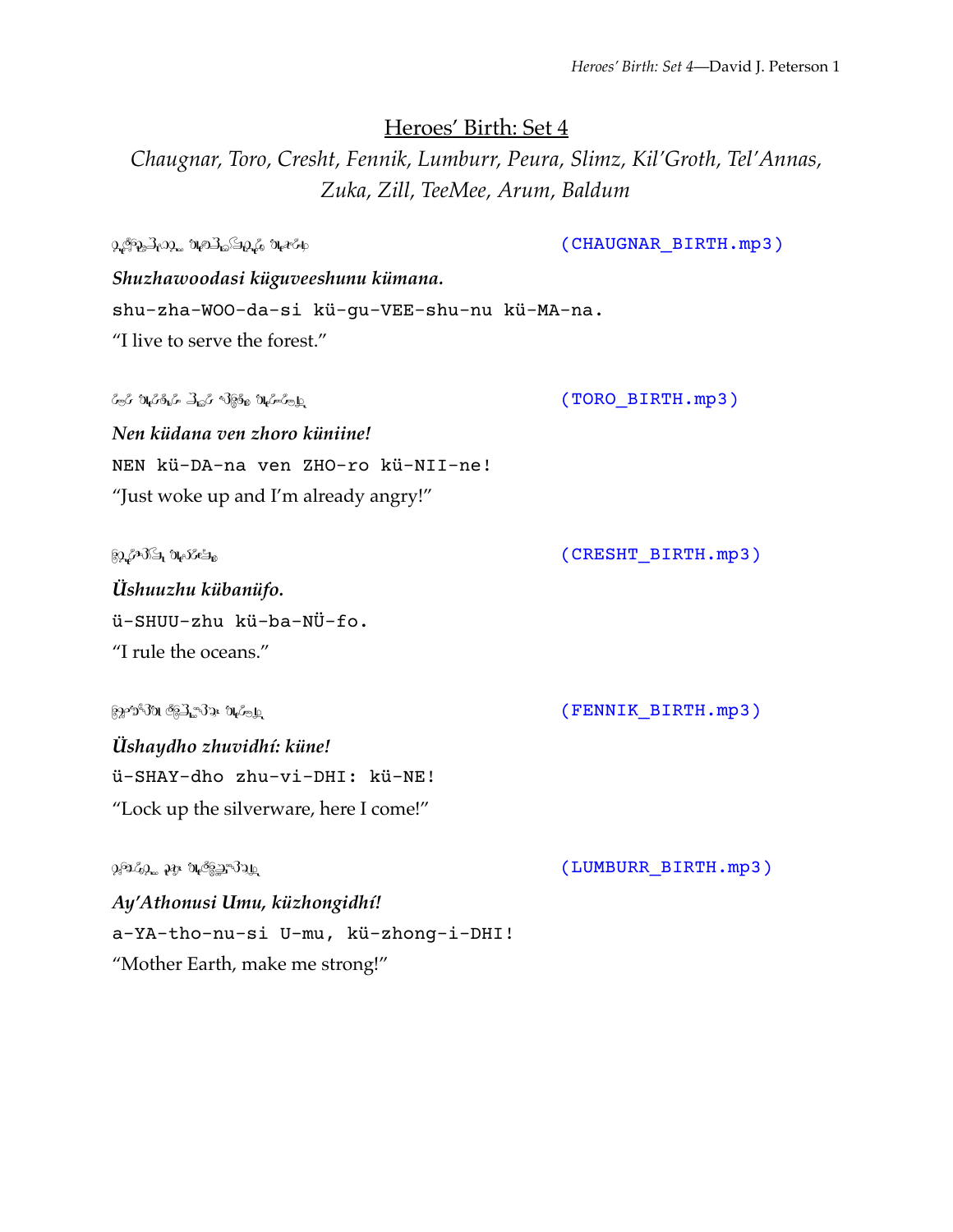# Heroes' Birth: Set 4

*Chaugnar, Toro, Cresht, Fennik, Lumburr, Peura, Slimz, Kil'Groth, Tel'Annas, Zuka, Zill, TeeMee, Arum, Baldum*

(CHAUGNAR_BIRTH.mp3)

***Shuzhawoodasi küguveeshunu kümana.***

```
shu-zha-WOO-da-si kü-gu-VEE-shu-nu kü-MA-na.
```

"I live to serve the forest."

(TORO_BIRTH.mp3)

***Nen küdana ven zhoro küniine!***

```
NEN kü-DA-na ven ZHO-ro kü-NII-ne!
```

"Just woke up and I'm already angry!"

(CRESHT_BIRTH.mp3)

***Üshuuzhu kübanüfo.***

```
ü-SHUU-zhu kü-ba-NÜ-fo.
```

"I rule the oceans."

(FENNIK_BIRTH.mp3)

***Üshaydho zhuvidhí: küne!***

```
ü-SHAY-dho zhu-vi-DHI: kü-NE!
```

"Lock up the silverware, here I come!"

(LUMBURR_BIRTH.mp3)

***Ay'Athonusi Umu, küzhongidhí!***

```
a-YA-tho-nu-si U-mu, kü-zhong-i-DHI!
```

"Mother Earth, make me strong!"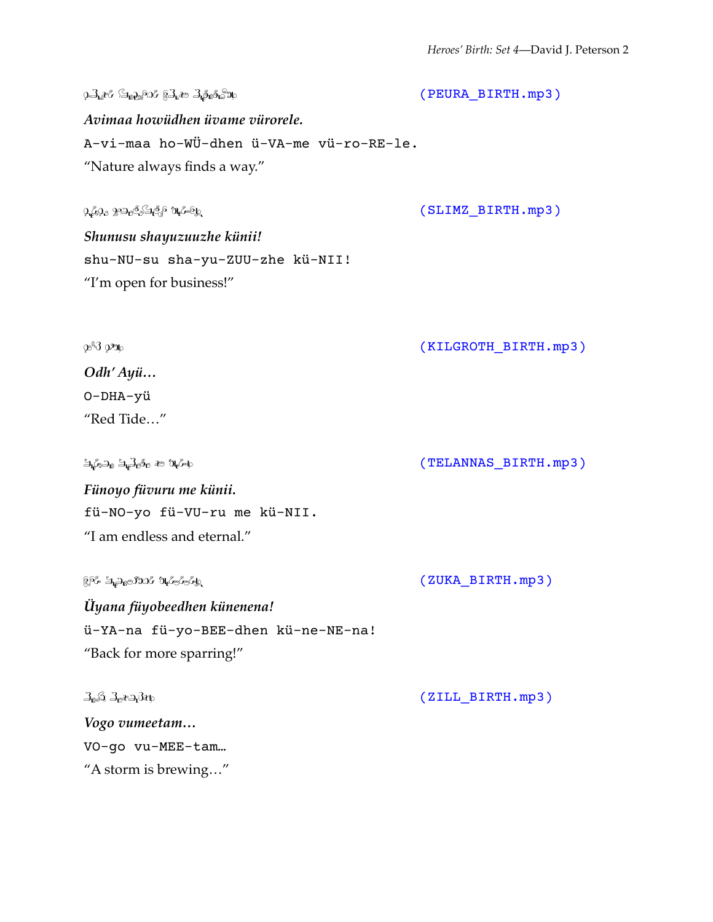(PEURA_BIRTH.mp3)

***Avimaa howüdhen üvame vürorele.***

`A-vi-maa ho-WÜ-dhen ü-VA-me vü-ro-RE-le.`

"Nature always finds a way."

(SLIMZ_BIRTH.mp3)

***Shunusu shayuzuuzhe künii!***

`shu-NU-su sha-yu-ZUU-zhe kü-NII!`

"I'm open for business!"

(KILGROTH_BIRTH.mp3)

***Odh' Ayü…***

`O-DHA-yü`

"Red Tide…"

(TELANNAS_BIRTH.mp3)

***Fünoyo füvuru me künii.***

`fü-NO-yo fü-VU-ru me kü-NII.`

"I am endless and eternal."

(ZUKA_BIRTH.mp3)

***Üyana füyobeedhen künenena!***

`ü-YA-na fü-yo-BEE-dhen kü-ne-NE-na!`

"Back for more sparring!"

(ZILL_BIRTH.mp3)

***Vogo vumeetam…***

`VO-go vu-MEE-tam…`

"A storm is brewing…"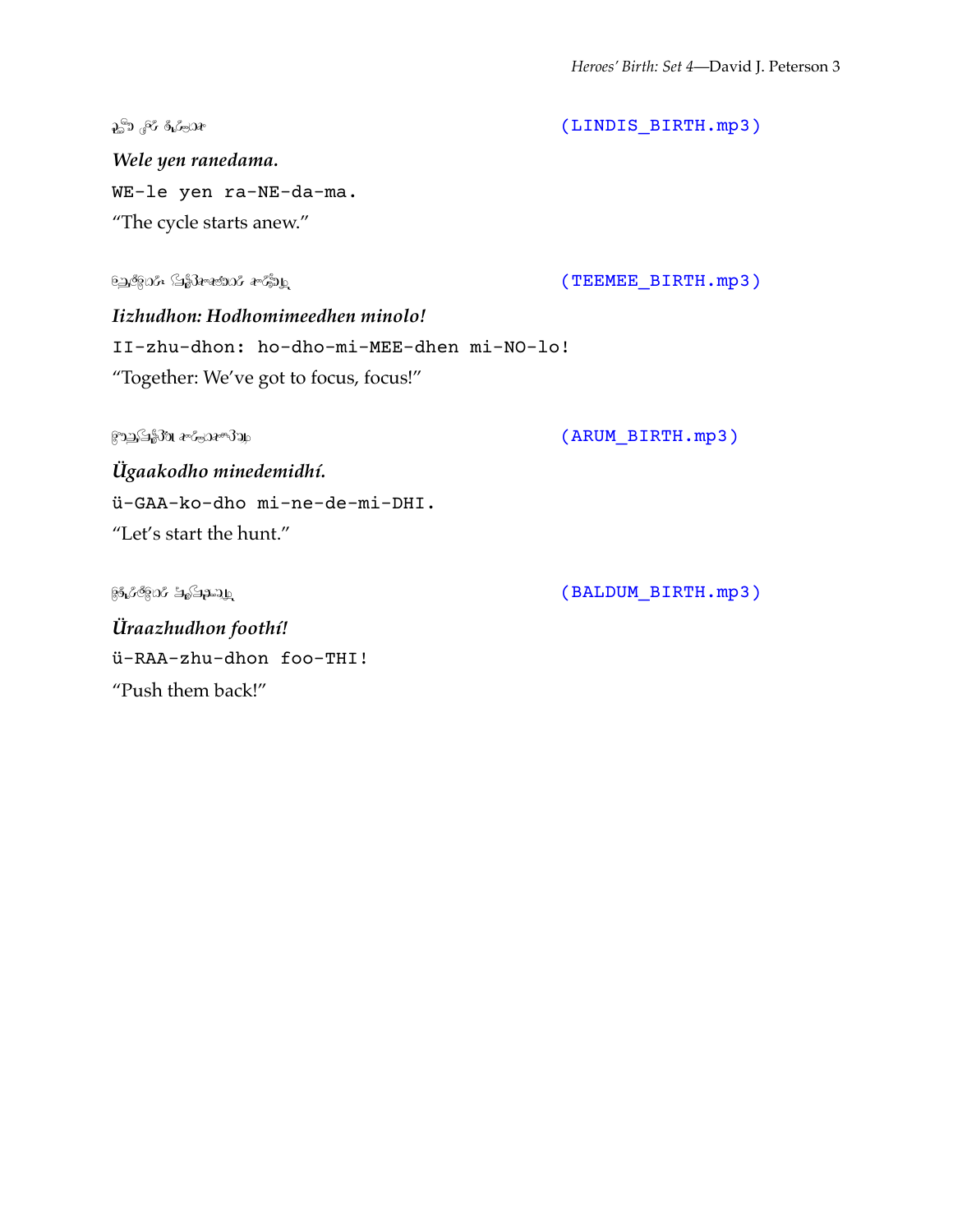(LINDIS_BIRTH.mp3)

***Wele yen ranedama.***

`WE-le yen ra-NE-da-ma.`

"The cycle starts anew."

(TEEMEE_BIRTH.mp3)

***Iizhudhon: Hodhomimeedhen minolo!***

`II-zhu-dhon: ho-dho-mi-MEE-dhen mi-NO-lo!`

"Together: We've got to focus, focus!"

(ARUM_BIRTH.mp3)

***Ügaakodho minedemidhí.***

`ü-GAA-ko-dho mi-ne-de-mi-DHI.`

"Let's start the hunt."

(BALDUM_BIRTH.mp3)

***Üraazhudhon foothí!***

`ü-RAA-zhu-dhon foo-THI!`

"Push them back!"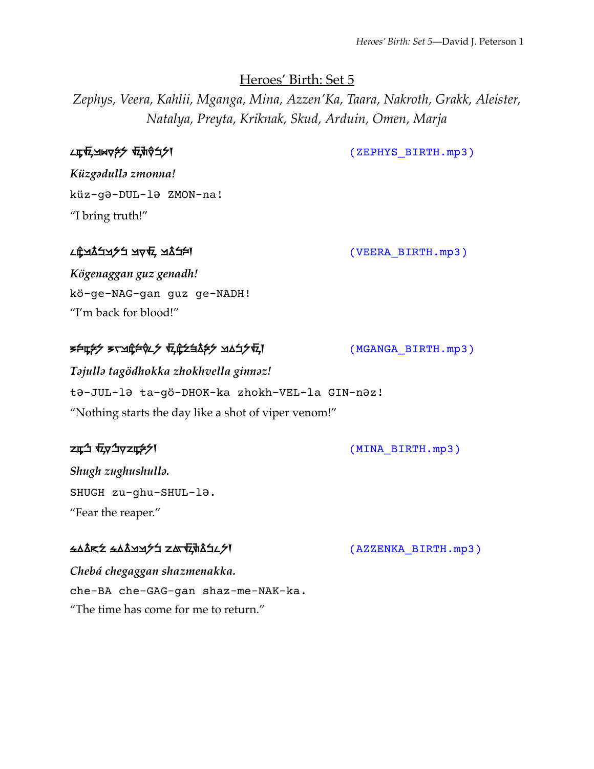# Heroes' Birth: Set 5

*Zephys, Veera, Kahlii, Mganga, Mina, Azzen'Ka, Taara, Nakroth, Grakk, Aleister, Natalya, Preyta, Kriknak, Skud, Arduin, Omen, Marja*

(ZEPHYS_BIRTH.mp3)

***Küzgədullə zmonna!***

```
küz-gə-DUL-lə ZMON-na!
```

"I bring truth!"

(VEERA_BIRTH.mp3)

***Kögenaggan guz genadh!***

```
kö-ge-NAG-gan guz ge-NADH!
```

"I'm back for blood!"

(MGANGA_BIRTH.mp3)

***Təjullə tagödhokka zhokhvella ginnəz!***

```
tə-JUL-lə ta-gö-DHOK-ka zhokh-VEL-la GIN-nəz!
```

"Nothing starts the day like a shot of viper venom!"

(MINA_BIRTH.mp3)

***Shugh zughushullə.***

```
SHUGH zu-ghu-SHUL-lə.
```

"Fear the reaper."

(AZZENKA_BIRTH.mp3)

***Chebá chegaggan shazmenakka.***

```
che-BA che-GAG-gan shaz-me-NAK-ka.
```

"The time has come for me to return."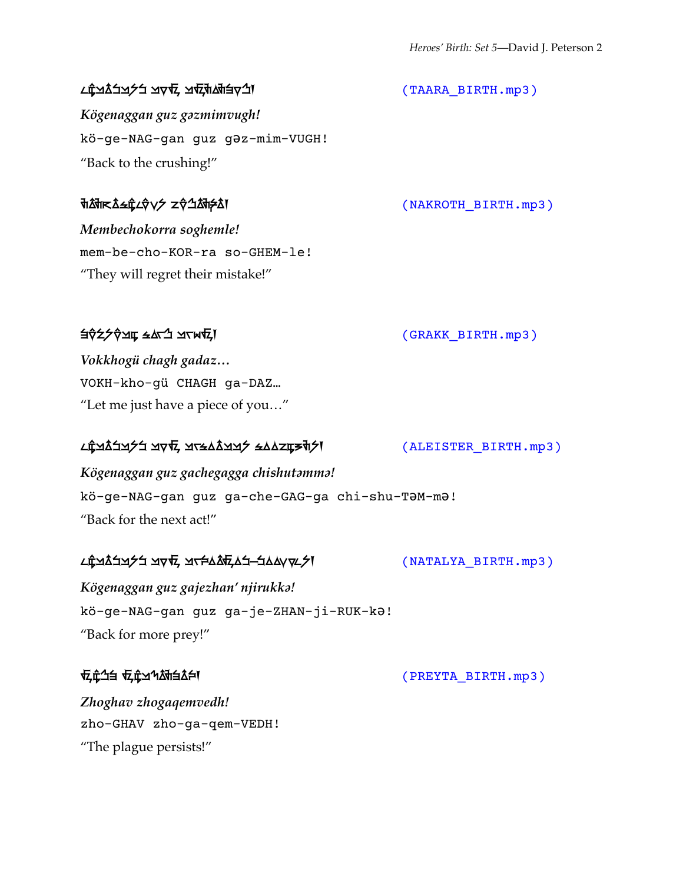(TAARA_BIRTH.mp3)

*Kögenaggan guz gəzmimvugh!*

`kö-ge-NAG-gan guz gəz-mim-VUGH!`

"Back to the crushing!"

(NAKROTH_BIRTH.mp3)

*Membechokorra soghemle!*

`mem-be-cho-KOR-ra so-GHEM-le!`

"They will regret their mistake!"

(GRAKK_BIRTH.mp3)

*Vokkhogü chagh gadaz…*

`VOKH-kho-gü CHAGH ga-DAZ…`

"Let me just have a piece of you…"

(ALEISTER_BIRTH.mp3)

*Kögenaggan guz gachegagga chishutəmmə!*

`kö-ge-NAG-gan guz ga-che-GAG-ga chi-shu-TəM-mə!`

"Back for the next act!"

(NATALYA_BIRTH.mp3)

*Kögenaggan guz gajezhan' njirukkə!*

`kö-ge-NAG-gan guz ga-je-ZHAN-ji-RUK-kə!`

"Back for more prey!"

(PREYTA_BIRTH.mp3)

*Zhoghav zhogaqemvedh!*

`zho-GHAV zho-ga-qem-VEDH!`

"The plague persists!"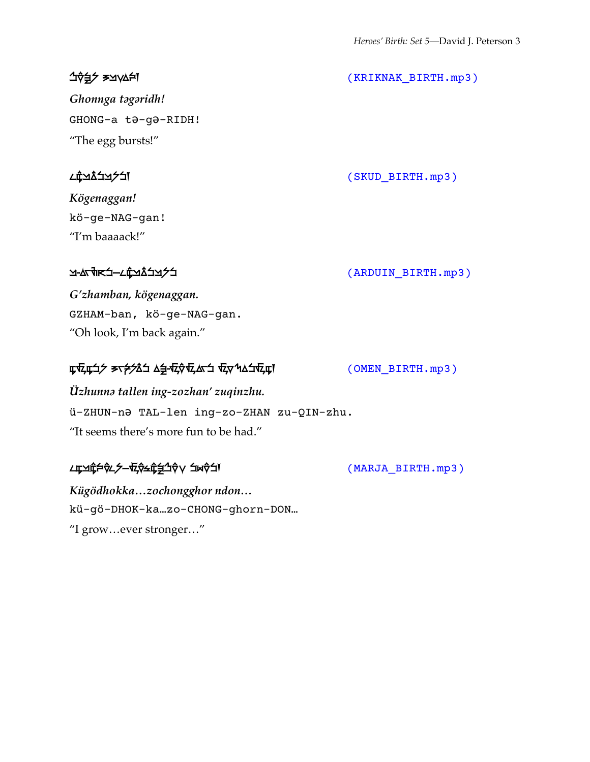(KRIKNAK_BIRTH.mp3)

*Ghonnga təgəridh!*

GHONG-a tə-gə-RIDH!

“The egg bursts!”

(SKUD_BIRTH.mp3)

*Kögenaggan!*

kö-ge-NAG-gan!

“I’m baaaack!”

(ARDUIN_BIRTH.mp3)

*G’zhamban, kögenaggan.*

GZHAM-ban, kö-ge-NAG-gan.

“Oh look, I’m back again.”

(OMEN_BIRTH.mp3)

*Üzhunnə tallen ing-zozhan’ zuqinzhu.*

ü-ZHUN-nə TAL-len ing-zo-ZHAN zu-QIN-zhu.

“It seems there’s more fun to be had.”

(MARJA_BIRTH.mp3)

*Kügödhokka…zochongghor ndon…*

kü-gö-DHOK-ka…zo-CHONG-ghorn-DON…

“I grow…ever stronger…”